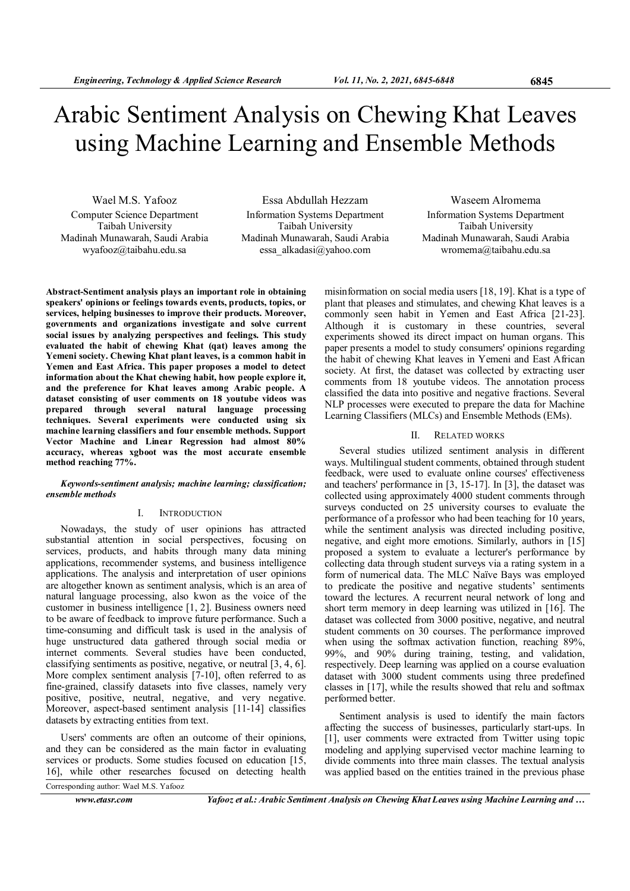# Arabic Sentiment Analysis on Chewing Khat Leaves using Machine Learning and Ensemble Methods

Wael M.S. Yafooz
Computer Science Department
Taibah University
Madinah Munawarah, Saudi Arabia
wyafooz@taibahu.edu.sa

Essa Abdullah Hezzam
Information Systems Department
Taibah University
Madinah Munawarah, Saudi Arabia
essa_alkadasi@yahoo.com

Waseem Alromema
Information Systems Department
Taibah University
Madinah Munawarah, Saudi Arabia
wromema@taibahu.edu.sa

**Abstract-Sentiment analysis plays an important role in obtaining speakers' opinions or feelings towards events, products, topics, or services, helping businesses to improve their products. Moreover, governments and organizations investigate and solve current social issues by analyzing perspectives and feelings. This study evaluated the habit of chewing Khat (qat) leaves among the Yemeni society. Chewing Khat plant leaves, is a common habit in Yemen and East Africa. This paper proposes a model to detect information about the Khat chewing habit, how people explore it, and the preference for Khat leaves among Arabic people. A dataset consisting of user comments on 18 youtube videos was prepared through several natural language processing techniques. Several experiments were conducted using six machine learning classifiers and four ensemble methods. Support Vector Machine and Linear Regression had almost 80% accuracy, whereas xgboot was the most accurate ensemble method reaching 77%.**

***Keywords-sentiment analysis; machine learning; classification; ensemble methods***

## I. INTRODUCTION

Nowadays, the study of user opinions has attracted substantial attention in social perspectives, focusing on services, products, and habits through many data mining applications, recommender systems, and business intelligence applications. The analysis and interpretation of user opinions are altogether known as sentiment analysis, which is an area of natural language processing, also kwon as the voice of the customer in business intelligence [1, 2]. Business owners need to be aware of feedback to improve future performance. Such a time-consuming and difficult task is used in the analysis of huge unstructured data gathered through social media or internet comments. Several studies have been conducted, classifying sentiments as positive, negative, or neutral [3, 4, 6]. More complex sentiment analysis [7-10], often referred to as fine-grained, classify datasets into five classes, namely very positive, positive, neutral, negative, and very negative. Moreover, aspect-based sentiment analysis [11-14] classifies datasets by extracting entities from text.

Users' comments are often an outcome of their opinions, and they can be considered as the main factor in evaluating services or products. Some studies focused on education [15, 16], while other researches focused on detecting health misinformation on social media users [18, 19]. Khat is a type of plant that pleases and stimulates, and chewing Khat leaves is a commonly seen habit in Yemen and East Africa [21-23]. Although it is customary in these countries, several experiments showed its direct impact on human organs. This paper presents a model to study consumers' opinions regarding the habit of chewing Khat leaves in Yemeni and East African society. At first, the dataset was collected by extracting user comments from 18 youtube videos. The annotation process classified the data into positive and negative fractions. Several NLP processes were executed to prepare the data for Machine Learning Classifiers (MLCs) and Ensemble Methods (EMs).

Corresponding author: Wael M.S. Yafooz

## II. RELATED WORKS

Several studies utilized sentiment analysis in different ways. Multilingual student comments, obtained through student feedback, were used to evaluate online courses' effectiveness and teachers' performance in [3, 15-17]. In [3], the dataset was collected using approximately 4000 student comments through surveys conducted on 25 university courses to evaluate the performance of a professor who had been teaching for 10 years, while the sentiment analysis was directed including positive, negative, and eight more emotions. Similarly, authors in [15] proposed a system to evaluate a lecturer's performance by collecting data through student surveys via a rating system in a form of numerical data. The MLC Naïve Bays was employed to predicate the positive and negative students' sentiments toward the lectures. A recurrent neural network of long and short term memory in deep learning was utilized in [16]. The dataset was collected from 3000 positive, negative, and neutral student comments on 30 courses. The performance improved when using the softmax activation function, reaching 89%, 99%, and 90% during training, testing, and validation, respectively. Deep learning was applied on a course evaluation dataset with 3000 student comments using three predefined classes in [17], while the results showed that relu and softmax performed better.

Sentiment analysis is used to identify the main factors affecting the success of businesses, particularly start-ups. In [1], user comments were extracted from Twitter using topic modeling and applying supervised vector machine learning to divide comments into three main classes. The textual analysis was applied based on the entities trained in the previous phase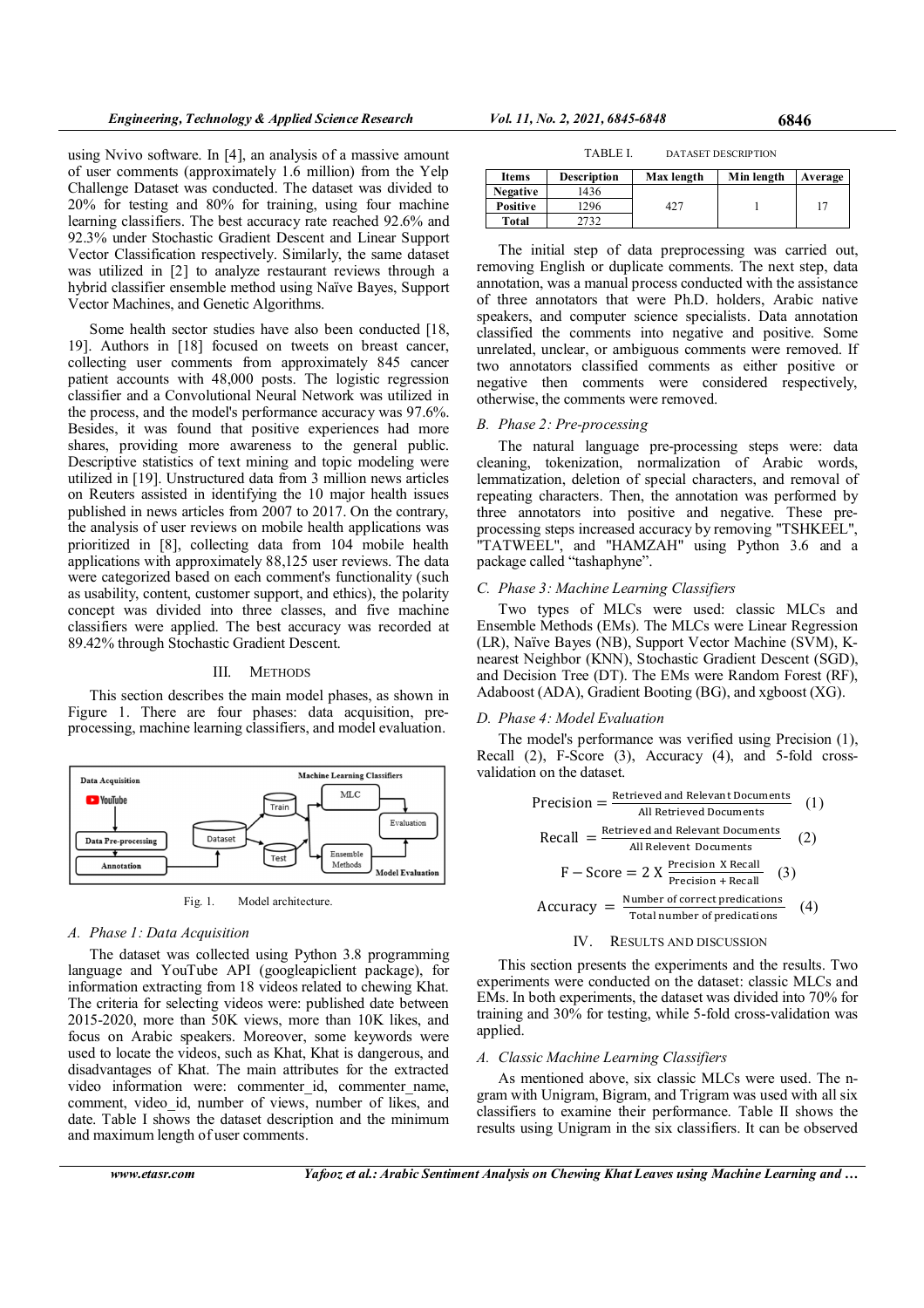using Nvivo software. In [4], an analysis of a massive amount of user comments (approximately 1.6 million) from the Yelp Challenge Dataset was conducted. The dataset was divided to 20% for testing and 80% for training, using four machine learning classifiers. The best accuracy rate reached 92.6% and 92.3% under Stochastic Gradient Descent and Linear Support Vector Classification respectively. Similarly, the same dataset was utilized in [2] to analyze restaurant reviews through a hybrid classifier ensemble method using Naïve Bayes, Support Vector Machines, and Genetic Algorithms.

Some health sector studies have also been conducted [18, 19]. Authors in [18] focused on tweets on breast cancer, collecting user comments from approximately 845 cancer patient accounts with 48,000 posts. The logistic regression classifier and a Convolutional Neural Network was utilized in the process, and the model's performance accuracy was 97.6%. Besides, it was found that positive experiences had more shares, providing more awareness to the general public. Descriptive statistics of text mining and topic modeling were utilized in [19]. Unstructured data from 3 million news articles on Reuters assisted in identifying the 10 major health issues published in news articles from 2007 to 2017. On the contrary, the analysis of user reviews on mobile health applications was prioritized in [8], collecting data from 104 mobile health applications with approximately 88,125 user reviews. The data were categorized based on each comment's functionality (such as usability, content, customer support, and ethics), the polarity concept was divided into three classes, and five machine classifiers were applied. The best accuracy was recorded at 89.42% through Stochastic Gradient Descent.

## III. METHODS

This section describes the main model phases, as shown in Figure 1. There are four phases: data acquisition, pre-processing, machine learning classifiers, and model evaluation.

Fig. 1. Model architecture.

### A. Phase 1: Data Acquisition

The dataset was collected using Python 3.8 programming language and YouTube API (googleapiclient package), for information extracting from 18 videos related to chewing Khat. The criteria for selecting videos were: published date between 2015-2020, more than 50K views, more than 10K likes, and focus on Arabic speakers. Moreover, some keywords were used to locate the videos, such as Khat, Khat is dangerous, and disadvantages of Khat. The main attributes for the extracted video information were: commenter_id, commenter_name, comment, video_id, number of views, number of likes, and date. Table I shows the dataset description and the minimum and maximum length of user comments.

TABLE I. DATASET DESCRIPTION

| Items | Description | Max length | Min length | Average |
|---|---|---|---|---|
| Negative | 1436 | 427 | 1 | 17 |
| Positive | 1296 | | | |
| Total | 2732 | | | |

The initial step of data preprocessing was carried out, removing English or duplicate comments. The next step, data annotation, was a manual process conducted with the assistance of three annotators that were Ph.D. holders, Arabic native speakers, and computer science specialists. Data annotation classified the comments into negative and positive. Some unrelated, unclear, or ambiguous comments were removed. If two annotators classified comments as either positive or negative then comments were considered respectively, otherwise, the comments were removed.

### B. Phase 2: Pre-processing

The natural language pre-processing steps were: data cleaning, tokenization, normalization of Arabic words, lemmatization, deletion of special characters, and removal of repeating characters. Then, the annotation was performed by three annotators into positive and negative. These pre-processing steps increased accuracy by removing "TSHKEEL", "TATWEEL", and "HAMZAH" using Python 3.6 and a package called "tashaphyne".

### C. Phase 3: Machine Learning Classifiers

Two types of MLCs were used: classic MLCs and Ensemble Methods (EMs). The MLCs were Linear Regression (LR), Naïve Bayes (NB), Support Vector Machine (SVM), K-nearest Neighbor (KNN), Stochastic Gradient Descent (SGD), and Decision Tree (DT). The EMs were Random Forest (RF), Adaboost (ADA), Gradient Booting (BG), and xgboost (XG).

### D. Phase 4: Model Evaluation

The model's performance was verified using Precision (1), Recall (2), F-Score (3), Accuracy (4), and 5-fold cross-validation on the dataset.

$$\text{Precision} = \frac{\text{Retrieved and Relevant Documents}}{\text{All Retrieved Documents}} \quad (1)$$

$$\text{Recall} = \frac{\text{Retrieved and Relevant Documents}}{\text{All Relevent Documents}} \quad (2)$$

$$\text{F}-\text{Score} = 2 \text{ X } \frac{\text{Precision X Recall}}{\text{Precision + Recall}} \quad (3)$$

$$\text{Accuracy} = \frac{\text{Number of correct predications}}{\text{Total number of predications}} \quad (4)$$

## IV. RESULTS AND DISCUSSION

This section presents the experiments and the results. Two experiments were conducted on the dataset: classic MLCs and EMs. In both experiments, the dataset was divided into 70% for training and 30% for testing, while 5-fold cross-validation was applied.

### A. Classic Machine Learning Classifiers

As mentioned above, six classic MLCs were used. The n-gram with Unigram, Bigram, and Trigram was used with all six classifiers to examine their performance. Table II shows the results using Unigram in the six classifiers. It can be observed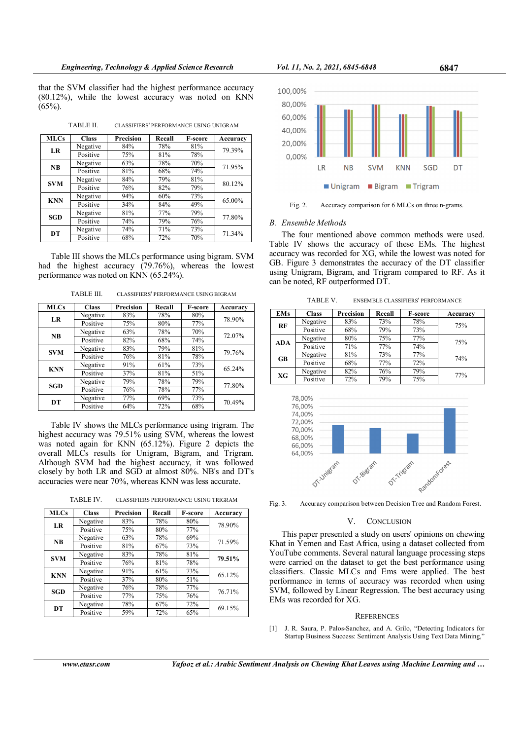that the SVM classifier had the highest performance accuracy (80.12%), while the lowest accuracy was noted on KNN (65%).

TABLE II. CLASSIFIERS' PERFORMANCE USING UNIGRAM

| MLCs | Class | Precision | Recall | F-score | Accuracy |
|---|---|---|---|---|---|
| **LR** | Negative | 84% | 78% | 81% | 79.39% |
| | Positive | 75% | 81% | 78% | |
| **NB** | Negative | 63% | 78% | 70% | 71.95% |
| | Positive | 81% | 68% | 74% | |
| **SVM** | Negative | 84% | 79% | 81% | 80.12% |
| | Positive | 76% | 82% | 79% | |
| **KNN** | Negative | 94% | 60% | 73% | 65.00% |
| | Positive | 34% | 84% | 49% | |
| **SGD** | Negative | 81% | 77% | 79% | 77.80% |
| | Positive | 74% | 79% | 76% | |
| **DT** | Negative | 74% | 71% | 73% | 71.34% |
| | Positive | 68% | 72% | 70% | |

Table III shows the MLCs performance using bigram. SVM had the highest accuracy (79.76%), whereas the lowest performance was noted on KNN (65.24%).

TABLE III. CLASSIFIERS' PERFORMANCE USING BIGRAM

| MLCs | Class | Precision | Recall | F-score | Accuracy |
|---|---|---|---|---|---|
| **LR** | Negative | 83% | 78% | 80% | 78.90% |
| | Positive | 75% | 80% | 77% | |
| **NB** | Negative | 63% | 78% | 70% | 72.07% |
| | Positive | 82% | 68% | 74% | |
| **SVM** | Negative | 83% | 79% | 81% | 79.76% |
| | Positive | 76% | 81% | 78% | |
| **KNN** | Negative | 91% | 61% | 73% | 65.24% |
| | Positive | 37% | 81% | 51% | |
| **SGD** | Negative | 79% | 78% | 79% | 77.80% |
| | Positive | 76% | 78% | 77% | |
| **DT** | Negative | 77% | 69% | 73% | 70.49% |
| | Positive | 64% | 72% | 68% | |

Table IV shows the MLCs performance using trigram. The highest accuracy was 79.51% using SVM, whereas the lowest was noted again for KNN (65.12%). Figure 2 depicts the overall MLCs results for Unigram, Bigram, and Trigram. Although SVM had the highest accuracy, it was followed closely by both LR and SGD at almost 80%. NB's and DT's accuracies were near 70%, whereas KNN was less accurate.

TABLE IV. CLASSIFIERS PERFORMANCE USING TRIGRAM

| MLCs | Class | Precision | Recall | F-score | Accuracy |
|---|---|---|---|---|---|
| **LR** | Negative | 83% | 78% | 80% | 78.90% |
| | Positive | 75% | 80% | 77% | |
| **NB** | Negative | 63% | 78% | 69% | 71.59% |
| | Positive | 81% | 67% | 73% | |
| **SVM** | Negative | 83% | 78% | 81% | **79.51%** |
| | Positive | 76% | 81% | 78% | |
| **KNN** | Negative | 91% | 61% | 73% | 65.12% |
| | Positive | 37% | 80% | 51% | |
| **SGD** | Negative | 76% | 78% | 77% | 76.71% |
| | Positive | 77% | 75% | 76% | |
| **DT** | Negative | 78% | 67% | 72% | 69.15% |
| | Positive | 59% | 72% | 65% | |

Fig. 2. Accuracy comparison for 6 MLCs on three n-grams.

## B. Ensemble Methods

The four mentioned above common methods were used. Table IV shows the accuracy of these EMs. The highest accuracy was recorded for XG, while the lowest was noted for GB. Figure 3 demonstrates the accuracy of the DT classifier using Unigram, Bigram, and Trigram compared to RF. As it can be noted, RF outperformed DT.

TABLE V. ENSEMBLE CLASSIFIERS' PERFORMANCE

| EMs | Class | Precision | Recall | F-score | Accuracy |
|---|---|---|---|---|---|
| **RF** | Negative | 83% | 73% | 78% | 75% |
| | Positive | 68% | 79% | 73% | |
| **ADA** | Negative | 80% | 75% | 77% | 75% |
| | Positive | 71% | 77% | 74% | |
| **GB** | Negative | 81% | 73% | 77% | 74% |
| | Positive | 68% | 77% | 72% | |
| **XG** | Negative | 82% | 76% | 79% | 77% |
| | Positive | 72% | 79% | 75% | |

Fig. 3. Accuracy comparison between Decision Tree and Random Forest.

# V. CONCLUSION

This paper presented a study on users' opinions on chewing Khat in Yemen and East Africa, using a dataset collected from YouTube comments. Several natural language processing steps were carried on the dataset to get the best performance using classifiers. Classic MLCs and Ems were applied. The best performance in terms of accuracy was recorded when using SVM, followed by Linear Regression. The best accuracy using EMs was recorded for XG.

# REFERENCES

[1] J. R. Saura, P. Palos-Sanchez, and A. Grilo, "Detecting Indicators for Startup Business Success: Sentiment Analysis Using Text Data Mining,"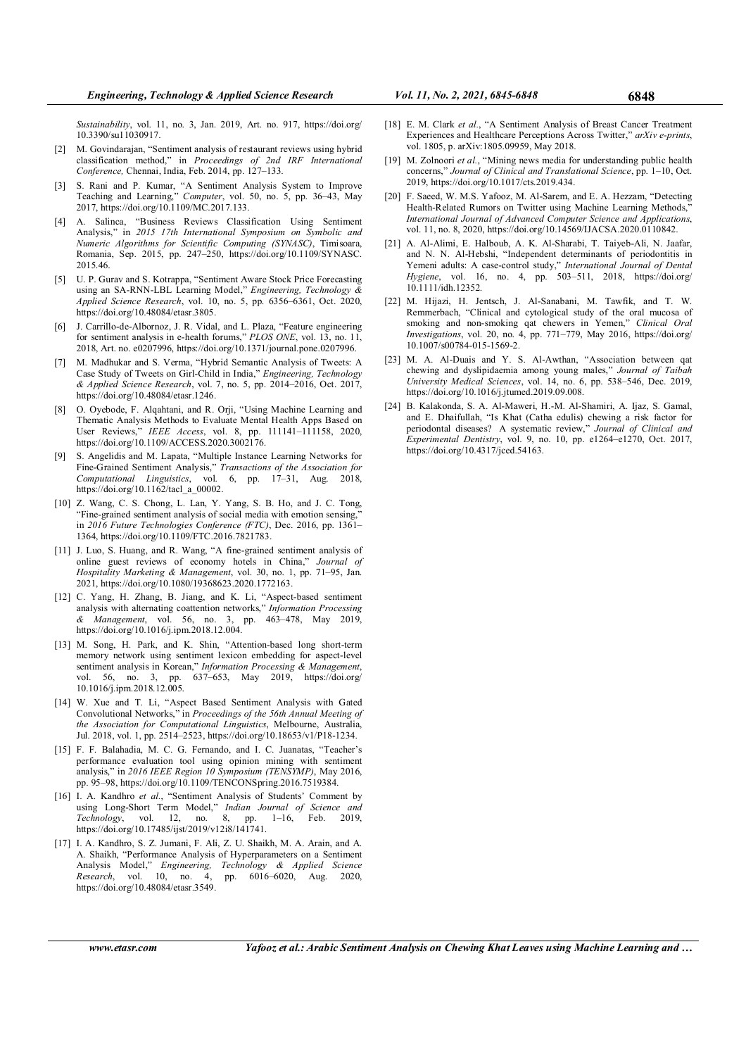*Sustainability*, vol. 11, no. 3, Jan. 2019, Art. no. 917, https://doi.org/10.3390/su11030917.

[2] M. Govindarajan, "Sentiment analysis of restaurant reviews using hybrid classification method," in *Proceedings of 2nd IRF International Conference,* Chennai, India, Feb. 2014, pp. 127–133.

[3] S. Rani and P. Kumar, "A Sentiment Analysis System to Improve Teaching and Learning," *Computer*, vol. 50, no. 5, pp. 36–43, May 2017, https://doi.org/10.1109/MC.2017.133.

[4] A. Salinca, "Business Reviews Classification Using Sentiment Analysis," in *2015 17th International Symposium on Symbolic and Numeric Algorithms for Scientific Computing (SYNASC)*, Timisoara, Romania, Sep. 2015, pp. 247–250, https://doi.org/10.1109/SYNASC.2015.46.

[5] U. P. Gurav and S. Kotrappa, "Sentiment Aware Stock Price Forecasting using an SA-RNN-LBL Learning Model," *Engineering, Technology & Applied Science Research*, vol. 10, no. 5, pp. 6356–6361, Oct. 2020, https://doi.org/10.48084/etasr.3805.

[6] J. Carrillo-de-Albornoz, J. R. Vidal, and L. Plaza, "Feature engineering for sentiment analysis in e-health forums," *PLOS ONE*, vol. 13, no. 11, 2018, Art. no. e0207996, https://doi.org/10.1371/journal.pone.0207996.

[7] M. Madhukar and S. Verma, "Hybrid Semantic Analysis of Tweets: A Case Study of Tweets on Girl-Child in India," *Engineering, Technology & Applied Science Research*, vol. 7, no. 5, pp. 2014–2016, Oct. 2017, https://doi.org/10.48084/etasr.1246.

[8] O. Oyebode, F. Alqahtani, and R. Orji, "Using Machine Learning and Thematic Analysis Methods to Evaluate Mental Health Apps Based on User Reviews," *IEEE Access*, vol. 8, pp. 111141–111158, 2020, https://doi.org/10.1109/ACCESS.2020.3002176.

[9] S. Angelidis and M. Lapata, "Multiple Instance Learning Networks for Fine-Grained Sentiment Analysis," *Transactions of the Association for Computational Linguistics*, vol. 6, pp. 17–31, Aug. 2018, https://doi.org/10.1162/tacl_a_00002.

[10] Z. Wang, C. S. Chong, L. Lan, Y. Yang, S. B. Ho, and J. C. Tong, "Fine-grained sentiment analysis of social media with emotion sensing," in *2016 Future Technologies Conference (FTC)*, Dec. 2016, pp. 1361–1364, https://doi.org/10.1109/FTC.2016.7821783.

[11] J. Luo, S. Huang, and R. Wang, "A fine-grained sentiment analysis of online guest reviews of economy hotels in China," *Journal of Hospitality Marketing & Management*, vol. 30, no. 1, pp. 71–95, Jan. 2021, https://doi.org/10.1080/19368623.2020.1772163.

[12] C. Yang, H. Zhang, B. Jiang, and K. Li, "Aspect-based sentiment analysis with alternating coattention networks," *Information Processing & Management*, vol. 56, no. 3, pp. 463–478, May 2019, https://doi.org/10.1016/j.ipm.2018.12.004.

[13] M. Song, H. Park, and K. Shin, "Attention-based long short-term memory network using sentiment lexicon embedding for aspect-level sentiment analysis in Korean," *Information Processing & Management*, vol. 56, no. 3, pp. 637–653, May 2019, https://doi.org/10.1016/j.ipm.2018.12.005.

[14] W. Xue and T. Li, "Aspect Based Sentiment Analysis with Gated Convolutional Networks," in *Proceedings of the 56th Annual Meeting of the Association for Computational Linguistics*, Melbourne, Australia, Jul. 2018, vol. 1, pp. 2514–2523, https://doi.org/10.18653/v1/P18-1234.

[15] F. F. Balahadia, M. C. G. Fernando, and I. C. Juanatas, "Teacher's performance evaluation tool using opinion mining with sentiment analysis," in *2016 IEEE Region 10 Symposium (TENSYMP)*, May 2016, pp. 95–98, https://doi.org/10.1109/TENCONSpring.2016.7519384.

[16] I. A. Kandhro *et al.*, "Sentiment Analysis of Students' Comment by using Long-Short Term Model," *Indian Journal of Science and Technology*, vol. 12, no. 8, pp. 1–16, Feb. 2019, https://doi.org/10.17485/ijst/2019/v12i8/141741.

[17] I. A. Kandhro, S. Z. Jumani, F. Ali, Z. U. Shaikh, M. A. Arain, and A. A. Shaikh, "Performance Analysis of Hyperparameters on a Sentiment Analysis Model," *Engineering, Technology & Applied Science Research*, vol. 10, no. 4, pp. 6016–6020, Aug. 2020, https://doi.org/10.48084/etasr.3549.

[18] E. M. Clark *et al.*, "A Sentiment Analysis of Breast Cancer Treatment Experiences and Healthcare Perceptions Across Twitter," *arXiv e-prints*, vol. 1805, p. arXiv:1805.09959, May 2018.

[19] M. Zolnoori *et al.*, "Mining news media for understanding public health concerns," *Journal of Clinical and Translational Science*, pp. 1–10, Oct. 2019, https://doi.org/10.1017/cts.2019.434.

[20] F. Saeed, W. M.S. Yafooz, M. Al-Sarem, and E. A. Hezzam, "Detecting Health-Related Rumors on Twitter using Machine Learning Methods," *International Journal of Advanced Computer Science and Applications*, vol. 11, no. 8, 2020, https://doi.org/10.14569/IJACSA.2020.0110842.

[21] A. Al-Alimi, E. Halboub, A. K. Al-Sharabi, T. Taiyeb-Ali, N. Jaafar, and N. N. Al-Hebshi, "Independent determinants of periodontitis in Yemeni adults: A case-control study," *International Journal of Dental Hygiene*, vol. 16, no. 4, pp. 503–511, 2018, https://doi.org/10.1111/idh.12352.

[22] M. Hijazi, H. Jentsch, J. Al-Sanabani, M. Tawfik, and T. W. Remmerbach, "Clinical and cytological study of the oral mucosa of smoking and non-smoking qat chewers in Yemen," *Clinical Oral Investigations*, vol. 20, no. 4, pp. 771–779, May 2016, https://doi.org/10.1007/s00784-015-1569-2.

[23] M. A. Al-Duais and Y. S. Al-Awthan, "Association between qat chewing and dyslipidaemia among young males," *Journal of Taibah University Medical Sciences*, vol. 14, no. 6, pp. 538–546, Dec. 2019, https://doi.org/10.1016/j.jtumed.2019.09.008.

[24] B. Kalakonda, S. A. Al-Maweri, H.-M. Al-Shamiri, A. Ijaz, S. Gamal, and E. Dhaifullah, "Is Khat (Catha edulis) chewing a risk factor for periodontal diseases? A systematic review," *Journal of Clinical and Experimental Dentistry*, vol. 9, no. 10, pp. e1264–e1270, Oct. 2017, https://doi.org/10.4317/jced.54163.